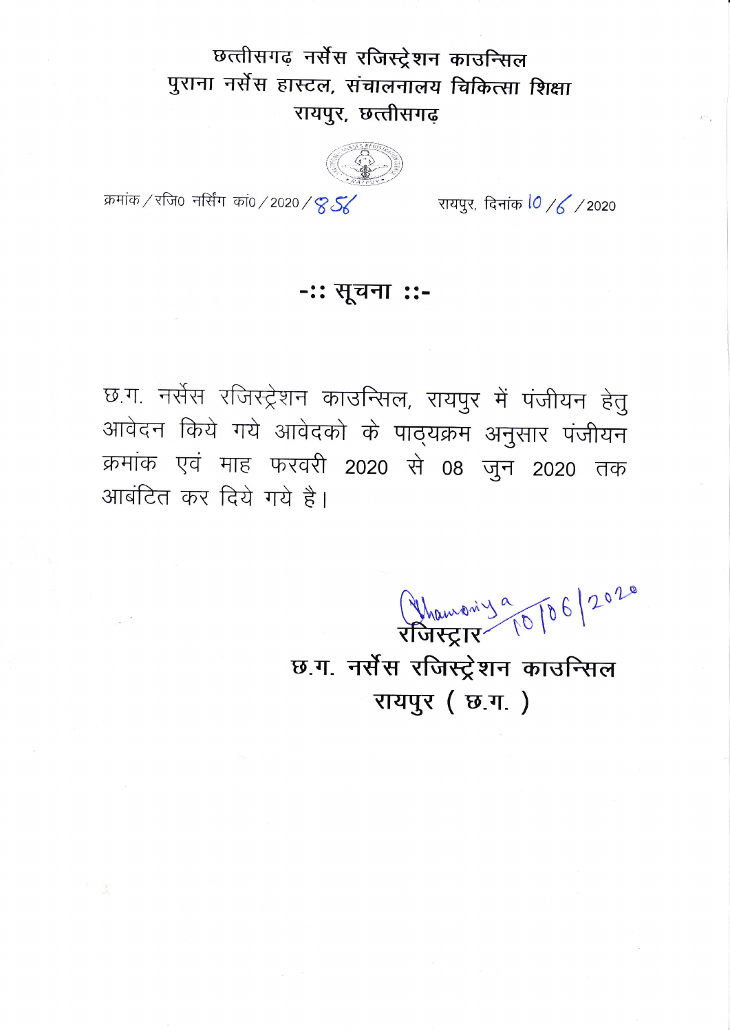# छत्तीसगढ़ नर्सेस रजिस्ट्रेशन काउन्सिल
## पुराना नर्सेस हास्टल, संचालनालय चिकित्सा शिक्षा
## रायपुर, छत्तीसगढ़

क्रमांक / रजि० नर्सिंग कां० / 2020 / 856 रायपुर, दिनांक 10 / 6 / 2020

## -:: सूचना ::-

छ.ग. नर्सेस रजिस्ट्रेशन काउन्सिल, रायपुर में पंजीयन हेतु आवेदन किये गये आवेदको के पाठ्यक्रम अनुसार पंजीयन क्रमांक एवं माह फरवरी 2020 से 08 जुन 2020 तक आबंटित कर दिये गये है।

Khamoriya 10/06/2020

**रजिस्ट्रार**
**छ.ग. नर्सेस रजिस्ट्रेशन काउन्सिल**
**रायपुर ( छ.ग. )**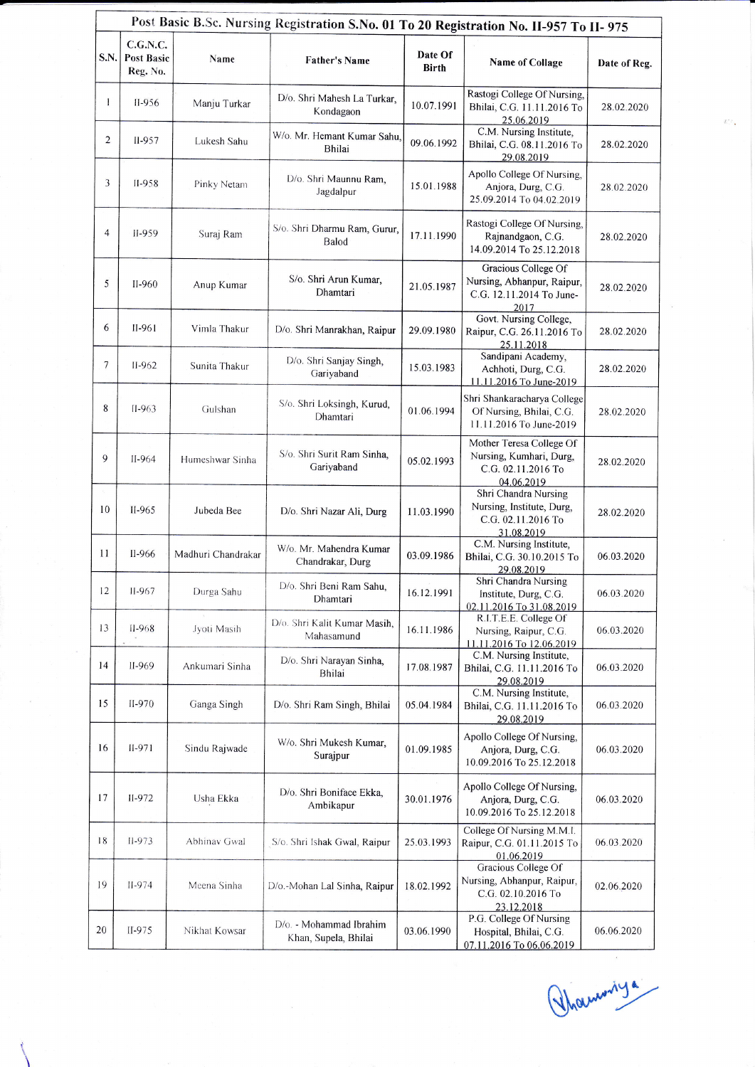| Post Basic B.Sc. Nursing Registration S.No. 01 To 20 Registration No. II-957 To II- 975 | | | | | | |
|---|---|---|---|---|---|---|
| S.N. | C.G.N.C. Post Basic Reg. No. | Name | Father's Name | Date Of Birth | Name of Collage | Date of Reg. |
| 1 | II-956 | Manju Turkar | D/o. Shri Mahesh La Turkar, Kondagaon | 10.07.1991 | Rastogi College Of Nursing, Bhilai, C.G. 11.11.2016 To 25.06.2019 | 28.02.2020 |
| 2 | II-957 | Lukesh Sahu | W/o. Mr. Hemant Kumar Sahu, Bhilai | 09.06.1992 | C.M. Nursing Institute, Bhilai, C.G. 08.11.2016 To 29.08.2019 | 28.02.2020 |
| 3 | II-958 | Pinky Netam | D/o. Shri Maunnu Ram, Jagdalpur | 15.01.1988 | Apollo College Of Nursing, Anjora, Durg, C.G. 25.09.2014 To 04.02.2019 | 28.02.2020 |
| 4 | II-959 | Suraj Ram | S/o. Shri Dharmu Ram, Gurur, Balod | 17.11.1990 | Rastogi College Of Nursing, Rajnandgaon, C.G. 14.09.2014 To 25.12.2018 | 28.02.2020 |
| 5 | II-960 | Anup Kumar | S/o. Shri Arun Kumar, Dhamtari | 21.05.1987 | Gracious College Of Nursing, Abhanpur, Raipur, C.G. 12.11.2014 To June-2017 | 28.02.2020 |
| 6 | II-961 | Vimla Thakur | D/o. Shri Manrakhan, Raipur | 29.09.1980 | Govt. Nursing College, Raipur, C.G. 26.11.2016 To 25.11.2018 | 28.02.2020 |
| 7 | II-962 | Sunita Thakur | D/o. Shri Sanjay Singh, Gariyaband | 15.03.1983 | Sandipani Academy, Achhoti, Durg, C.G. 11.11.2016 To June-2019 | 28.02.2020 |
| 8 | II-963 | Gulshan | S/o. Shri Loksingh, Kurud, Dhamtari | 01.06.1994 | Shri Shankaracharya College Of Nursing, Bhilai, C.G. 11.11.2016 To June-2019 | 28.02.2020 |
| 9 | II-964 | Humeshwar Sinha | S/o. Shri Surit Ram Sinha, Gariyaband | 05.02.1993 | Mother Teresa College Of Nursing, Kumhari, Durg, C.G. 02.11.2016 To 04.06.2019 | 28.02.2020 |
| 10 | II-965 | Jubeda Bee | D/o. Shri Nazar Ali, Durg | 11.03.1990 | Shri Chandra Nursing Nursing, Institute, Durg, C.G. 02.11.2016 To 31.08.2019 | 28.02.2020 |
| 11 | II-966 | Madhuri Chandrakar | W/o. Mr. Mahendra Kumar Chandrakar, Durg | 03.09.1986 | C.M. Nursing Institute, Bhilai, C.G. 30.10.2015 To 29.08.2019 | 06.03.2020 |
| 12 | II-967 | Durga Sahu | D/o. Shri Beni Ram Sahu, Dhamtari | 16.12.1991 | Shri Chandra Nursing Institute, Durg, C.G. 02.11.2016 To 31.08.2019 | 06.03.2020 |
| 13 | II-968 | Jyoti Masih | D/o. Shri Kalit Kumar Masih, Mahasamund | 16.11.1986 | R.I.T.E.E. College Of Nursing, Raipur, C.G. 11.11.2016 To 12.06.2019 | 06.03.2020 |
| 14 | II-969 | Ankumari Sinha | D/o. Shri Narayan Sinha, Bhilai | 17.08.1987 | C.M. Nursing Institute, Bhilai, C.G. 11.11.2016 To 29.08.2019 | 06.03.2020 |
| 15 | II-970 | Ganga Singh | D/o. Shri Ram Singh, Bhilai | 05.04.1984 | C.M. Nursing Institute, Bhilai, C.G. 11.11.2016 To 29.08.2019 | 06.03.2020 |
| 16 | II-971 | Sindu Rajwade | W/o. Shri Mukesh Kumar, Surajpur | 01.09.1985 | Apollo College Of Nursing, Anjora, Durg, C.G. 10.09.2016 To 25.12.2018 | 06.03.2020 |
| 17 | II-972 | Usha Ekka | D/o. Shri Boniface Ekka, Ambikapur | 30.01.1976 | Apollo College Of Nursing, Anjora, Durg, C.G. 10.09.2016 To 25.12.2018 | 06.03.2020 |
| 18 | II-973 | Abhinav Gwal | S/o. Shri Ishak Gwal, Raipur | 25.03.1993 | College Of Nursing M.M.I. Raipur, C.G. 01.11.2015 To 01.06.2019 | 06.03.2020 |
| 19 | II-974 | Meena Sinha | D/o.-Mohan Lal Sinha, Raipur | 18.02.1992 | Gracious College Of Nursing, Abhanpur, Raipur, C.G. 02.10.2016 To 23.12.2018 | 02.06.2020 |
| 20 | II-975 | Nikhat Kowsar | D/o. - Mohammad Ibrahim Khan, Supela, Bhilai | 03.06.1990 | P.G. College Of Nursing Hospital, Bhilai, C.G. 07.11.2016 To 06.06.2019 | 06.06.2020 |